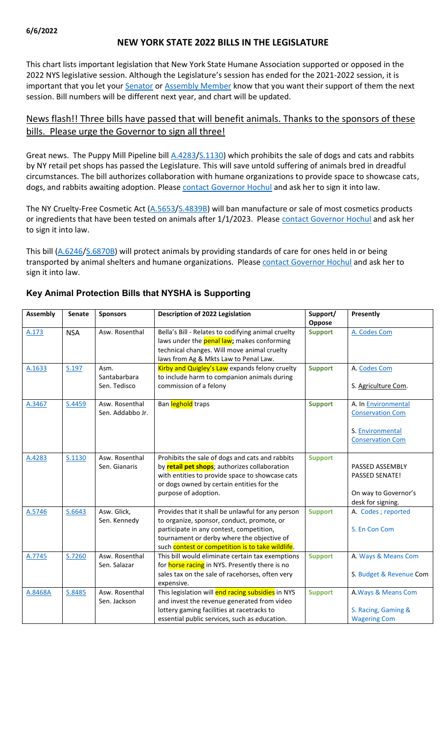**6/6/2022**

# NEW YORK STATE 2022 BILLS IN THE LEGISLATURE

This chart lists important legislation that New York State Humane Association supported or opposed in the 2022 NYS legislative session. Although the Legislature's session has ended for the 2021-2022 session, it is important that you let your Senator or Assembly Member know that you want their support of them the next session. Bill numbers will be different next year, and chart will be updated.

## News flash!! Three bills have passed that will benefit animals. Thanks to the sponsors of these bills. Please urge the Governor to sign all three!

Great news. The Puppy Mill Pipeline bill A.4283/S.1130) which prohibits the sale of dogs and cats and rabbits by NY retail pet shops has passed the Legislature. This will save untold suffering of animals bred in dreadful circumstances. The bill authorizes collaboration with humane organizations to provide space to showcase cats, dogs, and rabbits awaiting adoption. Please contact Governor Hochul and ask her to sign it into law.

The NY Cruelty-Free Cosmetic Act (A.5653/S.4839B) will ban manufacture or sale of most cosmetics products or ingredients that have been tested on animals after 1/1/2023. Please contact Governor Hochul and ask her to sign it into law.

This bill (A.6246/S.6870B) will protect animals by providing standards of care for ones held in or being transported by animal shelters and humane organizations. Please contact Governor Hochul and ask her to sign it into law.

## Key Animal Protection Bills that NYSHA is Supporting

| Assembly | Senate | Sponsors | Description of 2022 Legislation | Support/ Oppose | Presently |
|---|---|---|---|---|---|
| A.173 | NSA | Asw. Rosenthal | Bella's Bill - Relates to codifying animal cruelty laws under the penal law**;** makes conforming technical changes. Will move animal cruelty laws from Ag & Mkts Law to Penal Law. | **Support** | A. Codes Com |
| A.1633 | S.197 | Asm. Santabarbara<br>Sen. Tedisco | Kirby and Quigley's Law expands felony cruelty to include harm to companion animals during commission of a felony | **Support** | A. Codes Com<br><br>S. Agriculture Com. |
| A.3467 | S.4459 | Asw. Rosenthal<br>Sen. Addabbo Jr. | Ban leghold traps | **Support** | A. In Environmental Conservation Com<br><br>S. Environmental Conservation Com |
| A.4283 | S.1130 | Asw. Rosenthal<br>Sen. Gianaris | Prohibits the sale of dogs and cats and rabbits by **retail pet shops**; authorizes collaboration with entities to provide space to showcase cats or dogs owned by certain entities for the purpose of adoption. | **Support** | PASSED ASSEMBLY<br>PASSED SENATE!<br><br>On way to Governor's desk for signing. |
| A.5746 | S.6643 | Asw. Glick,<br>Sen. Kennedy | Provides that it shall be unlawful for any person to organize, sponsor, conduct, promote, or participate in any contest, competition, tournament or derby where the objective of such contest or competition is to take wildlife. | **Support** | A. Codes ; reported<br><br>S. En Con Com |
| A.7745 | S.7260 | Asw. Rosenthal<br>Sen. Salazar | This bill would eliminate certain tax exemptions for horse racing in NYS. Presently there is no sales tax on the sale of racehorses, often very expensive. | **Support** | A. Ways & Means Com<br><br>S. Budget & Revenue Com |
| A.8468A | S.8485 | Asw. Rosenthal<br>Sen. Jackson | This legislation will end racing subsidies in NYS and invest the revenue generated from video lottery gaming facilities at racetracks to essential public services, such as education. | **Support** | A.Ways & Means Com<br><br>S. Racing, Gaming & Wagering Com |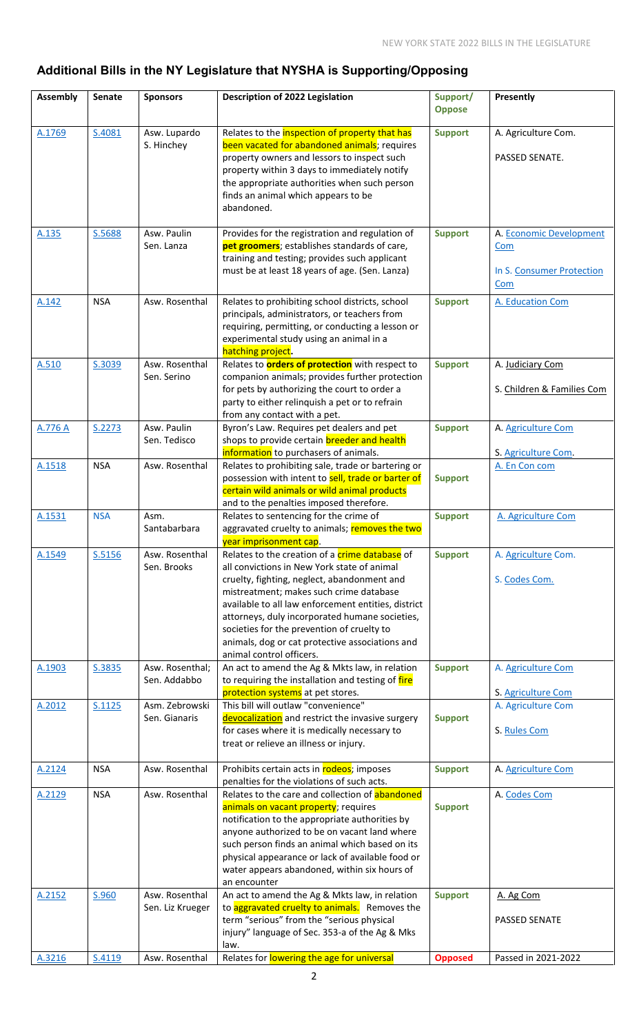## Additional Bills in the NY Legislature that NYSHA is Supporting/Opposing

| Assembly | Senate | Sponsors | Description of 2022 Legislation | Support/ Oppose | Presently |
|---|---|---|---|---|---|
| A.1769 | S.4081 | Asw. Lupardo S. Hinchey | Relates to the inspection of property that has been vacated for abandoned animals; requires property owners and lessors to inspect such property within 3 days to immediately notify the appropriate authorities when such person finds an animal which appears to be abandoned. | **Support** | A. Agriculture Com. PASSED SENATE. |
| A.135 | S.5688 | Asw. Paulin Sen. Lanza | Provides for the registration and regulation of **pet groomers**; establishes standards of care, training and testing; provides such applicant must be at least 18 years of age. (Sen. Lanza) | **Support** | A. Economic Development Com In S. Consumer Protection Com |
| A.142 | NSA | Asw. Rosenthal | Relates to prohibiting school districts, school principals, administrators, or teachers from requiring, permitting, or conducting a lesson or experimental study using an animal in a hatching project**.** | **Support** | A. Education Com |
| A.510 | S.3039 | Asw. Rosenthal Sen. Serino | Relates to **orders of protection** with respect to companion animals; provides further protection for pets by authorizing the court to order a party to either relinquish a pet or to refrain from any contact with a pet. | **Support** | A. Judiciary Com S. Children & Families Com |
| A.776 A | S.2273 | Asw. Paulin Sen. Tedisco | Byron's Law. Requires pet dealers and pet shops to provide certain breeder and health information to purchasers of animals. | **Support** | A. Agriculture Com S. Agriculture Com. |
| A.1518 | NSA | Asw. Rosenthal | Relates to prohibiting sale, trade or bartering or possession with intent to sell, trade or barter of certain wild animals or wild animal products and to the penalties imposed therefore. | **Support** | A. En Con com |
| A.1531 | NSA | Asm. Santabarbara | Relates to sentencing for the crime of aggravated cruelty to animals; removes the two year imprisonment cap. | **Support** | A. Agriculture Com |
| A.1549 | S.5156 | Asw. Rosenthal Sen. Brooks | Relates to the creation of a crime database of all convictions in New York state of animal cruelty, fighting, neglect, abandonment and mistreatment; makes such crime database available to all law enforcement entities, district attorneys, duly incorporated humane societies, societies for the prevention of cruelty to animals, dog or cat protective associations and animal control officers. | **Support** | A. Agriculture Com. S. Codes Com. |
| A.1903 | S.3835 | Asw. Rosenthal; Sen. Addabbo | An act to amend the Ag & Mkts law, in relation to requiring the installation and testing of fire protection systems at pet stores. | **Support** | A. Agriculture Com S. Agriculture Com |
| A.2012 | S.1125 | Asm. Zebrowski Sen. Gianaris | This bill will outlaw "convenience" devocalization and restrict the invasive surgery for cases where it is medically necessary to treat or relieve an illness or injury. | **Support** | A. Agriculture Com S. Rules Com |
| A.2124 | NSA | Asw. Rosenthal | Prohibits certain acts in rodeos; imposes penalties for the violations of such acts. | **Support** | A. Agriculture Com |
| A.2129 | NSA | Asw. Rosenthal | Relates to the care and collection of abandoned animals on vacant property; requires notification to the appropriate authorities by anyone authorized to be on vacant land where such person finds an animal which based on its physical appearance or lack of available food or water appears abandoned, within six hours of an encounter | **Support** | A. Codes Com |
| A.2152 | S.960 | Asw. Rosenthal Sen. Liz Krueger | An act to amend the Ag & Mkts law, in relation to aggravated cruelty to animals. Removes the term "serious" from the "serious physical injury" language of Sec. 353-a of the Ag & Mks law. | **Support** | A. Ag Com PASSED SENATE |
| A.3216 | S.4119 | Asw. Rosenthal | Relates for lowering the age for universal | **Opposed** | Passed in 2021-2022 |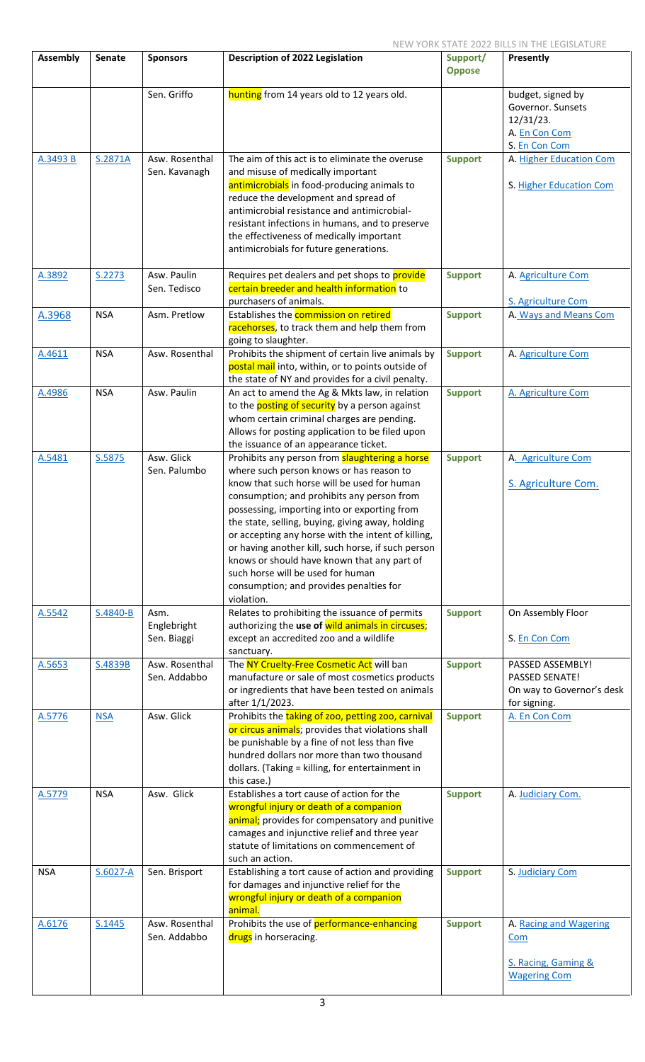| Assembly | Senate | Sponsors | Description of 2022 Legislation | Support/ Oppose | Presently |
|---|---|---|---|---|---|
| | | Sen. Griffo | hunting from 14 years old to 12 years old. | | budget, signed by Governor. Sunsets 12/31/23. A. En Con Com S. En Con Com |
| A.3493 B | S.2871A | Asw. Rosenthal Sen. Kavanagh | The aim of this act is to eliminate the overuse and misuse of medically important antimicrobials in food-producing animals to reduce the development and spread of antimicrobial resistance and antimicrobial-resistant infections in humans, and to preserve the effectiveness of medically important antimicrobials for future generations. | **Support** | A. Higher Education Com S. Higher Education Com |
| A.3892 | S.2273 | Asw. Paulin Sen. Tedisco | Requires pet dealers and pet shops to provide certain breeder and health information to purchasers of animals. | **Support** | A. Agriculture Com S. Agriculture Com |
| A.3968 | NSA | Asm. Pretlow | Establishes the commission on retired racehorses, to track them and help them from going to slaughter. | **Support** | A. Ways and Means Com |
| A.4611 | NSA | Asw. Rosenthal | Prohibits the shipment of certain live animals by postal mail into, within, or to points outside of the state of NY and provides for a civil penalty. | **Support** | A. Agriculture Com |
| A.4986 | NSA | Asw. Paulin | An act to amend the Ag & Mkts law, in relation to the posting of security by a person against whom certain criminal charges are pending. Allows for posting application to be filed upon the issuance of an appearance ticket. | **Support** | A. Agriculture Com |
| A.5481 | S.5875 | Asw. Glick Sen. Palumbo | Prohibits any person from slaughtering a horse where such person knows or has reason to know that such horse will be used for human consumption; and prohibits any person from possessing, importing into or exporting from the state, selling, buying, giving away, holding or accepting any horse with the intent of killing, or having another kill, such horse, if such person knows or should have known that any part of such horse will be used for human consumption; and provides penalties for violation. | **Support** | A. Agriculture Com S. Agriculture Com. |
| A.5542 | S.4840-B | Asm. Englebright Sen. Biaggi | Relates to prohibiting the issuance of permits authorizing the **use of** wild animals in circuses; except an accredited zoo and a wildlife sanctuary. | **Support** | On Assembly Floor S. En Con Com |
| A.5653 | S.4839B | Asw. Rosenthal Sen. Addabbo | The NY Cruelty-Free Cosmetic Act will ban manufacture or sale of most cosmetics products or ingredients that have been tested on animals after 1/1/2023. | **Support** | PASSED ASSEMBLY! PASSED SENATE! On way to Governor's desk for signing. |
| A.5776 | NSA | Asw. Glick | Prohibits the taking of zoo, petting zoo, carnival or circus animals; provides that violations shall be punishable by a fine of not less than five hundred dollars nor more than two thousand dollars. (Taking = killing, for entertainment in this case.) | **Support** | A. En Con Com |
| A.5779 | NSA | Asw. Glick | Establishes a tort cause of action for the wrongful injury or death of a companion animal; provides for compensatory and punitive camages and injunctive relief and three year statute of limitations on commencement of such an action. | **Support** | A. Judiciary Com. |
| NSA | S.6027-A | Sen. Brisport | Establishing a tort cause of action and providing for damages and injunctive relief for the wrongful injury or death of a companion animal. | **Support** | S. Judiciary Com |
| A.6176 | S.1445 | Asw. Rosenthal Sen. Addabbo | Prohibits the use of performance-enhancing drugs in horseracing. | **Support** | A. Racing and Wagering Com S. Racing, Gaming & Wagering Com |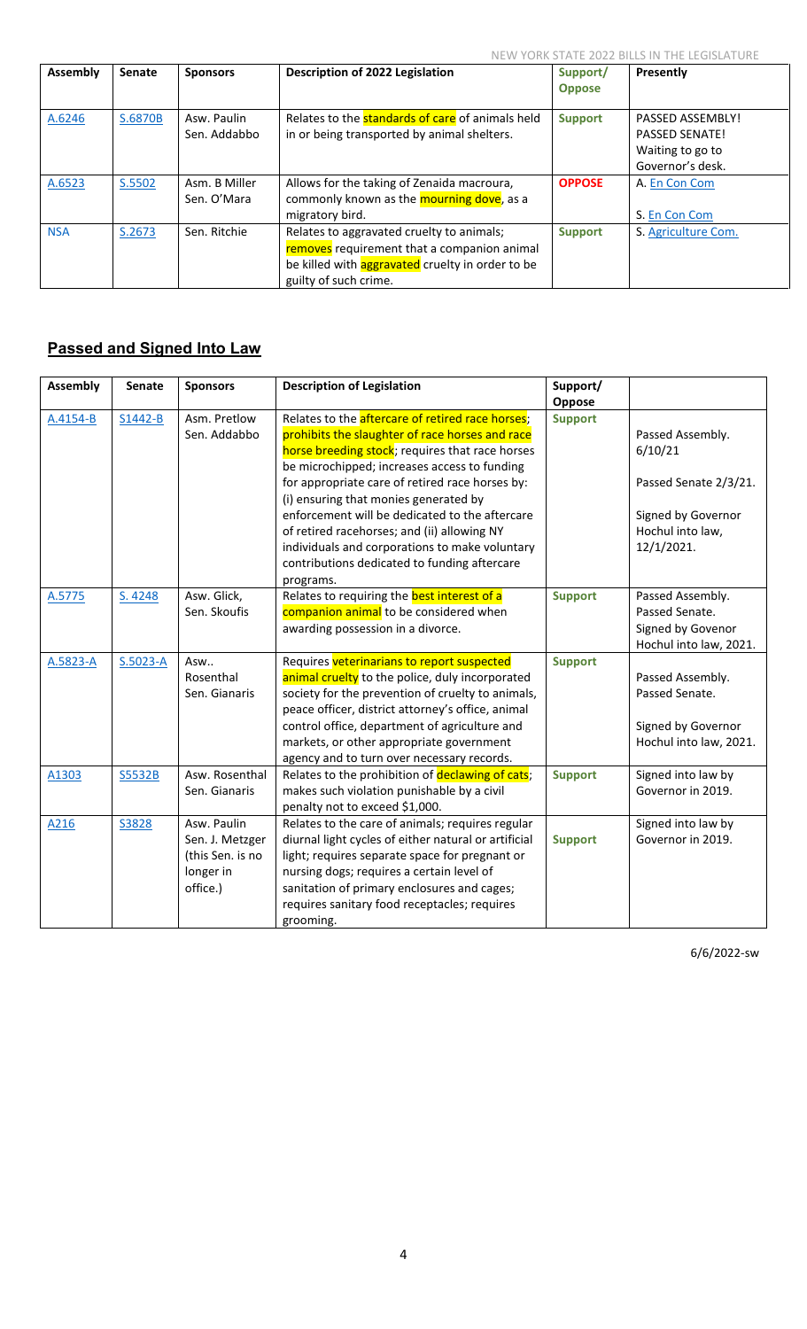| Assembly | Senate | Sponsors | Description of 2022 Legislation | Support/ Oppose | Presently |
|---|---|---|---|---|---|
| A.6246 | S.6870B | Asw. Paulin Sen. Addabbo | Relates to the standards of care of animals held in or being transported by animal shelters. | **Support** | PASSED ASSEMBLY! PASSED SENATE! Waiting to go to Governor's desk. |
| A.6523 | S.5502 | Asm. B Miller Sen. O'Mara | Allows for the taking of Zenaida macroura, commonly known as the mourning dove, as a migratory bird. | **OPPOSE** | A. En Con Com S. En Con Com |
| NSA | S.2673 | Sen. Ritchie | Relates to aggravated cruelty to animals; removes requirement that a companion animal be killed with aggravated cruelty in order to be guilty of such crime. | **Support** | S. Agriculture Com. |

## Passed and Signed Into Law

| Assembly | Senate | Sponsors | Description of Legislation | Support/ Oppose | |
|---|---|---|---|---|---|
| A.4154-B | S1442-B | Asm. Pretlow Sen. Addabbo | Relates to the aftercare of retired race horses; prohibits the slaughter of race horses and race horse breeding stock; requires that race horses be microchipped; increases access to funding for appropriate care of retired race horses by: (i) ensuring that monies generated by enforcement will be dedicated to the aftercare of retired racehorses; and (ii) allowing NY individuals and corporations to make voluntary contributions dedicated to funding aftercare programs. | **Support** | Passed Assembly. 6/10/21 Passed Senate 2/3/21. Signed by Governor Hochul into law, 12/1/2021. |
| A.5775 | S. 4248 | Asw. Glick, Sen. Skoufis | Relates to requiring the best interest of a companion animal to be considered when awarding possession in a divorce. | **Support** | Passed Assembly. Passed Senate. Signed by Govenor Hochul into law, 2021. |
| A.5823-A | S.5023-A | Asw.. Rosenthal Sen. Gianaris | Requires veterinarians to report suspected animal cruelty to the police, duly incorporated society for the prevention of cruelty to animals, peace officer, district attorney's office, animal control office, department of agriculture and markets, or other appropriate government agency and to turn over necessary records. | **Support** | Passed Assembly. Passed Senate. Signed by Govenor Hochul into law, 2021. |
| A1303 | S5532B | Asw. Rosenthal Sen. Gianaris | Relates to the prohibition of declawing of cats; makes such violation punishable by a civil penalty not to exceed $1,000. | **Support** | Signed into law by Governor in 2019. |
| A216 | S3828 | Asw. Paulin Sen. J. Metzger (this Sen. is no longer in office.) | Relates to the care of animals; requires regular diurnal light cycles of either natural or artificial light; requires separate space for pregnant or nursing dogs; requires a certain level of sanitation of primary enclosures and cages; requires sanitary food receptacles; requires grooming. | **Support** | Signed into law by Governor in 2019. |

6/6/2022-sw